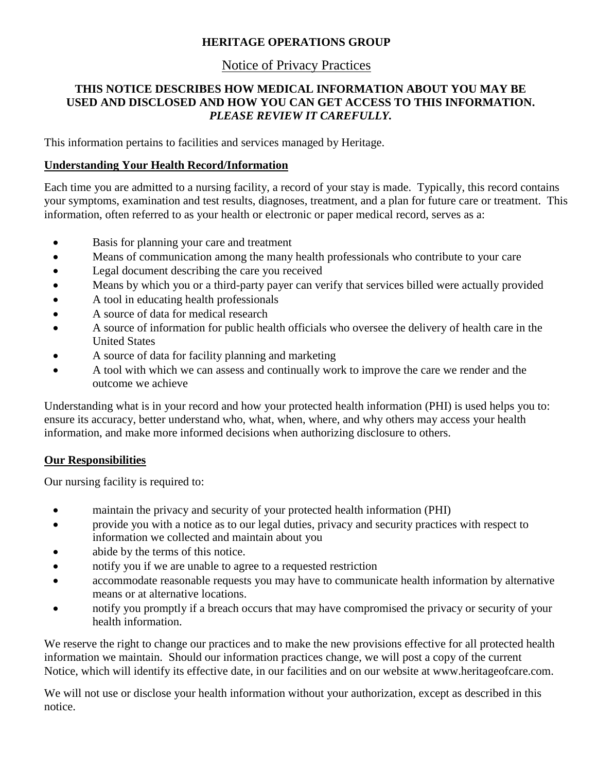# HERITAGE OPERATIONS GROUP

## Notice of Privacy Practices

**THIS NOTICE DESCRIBES HOW MEDICAL INFORMATION ABOUT YOU MAY BE USED AND DISCLOSED AND HOW YOU CAN GET ACCESS TO THIS INFORMATION.**
***PLEASE REVIEW IT CAREFULLY.***

This information pertains to facilities and services managed by Heritage.

### Understanding Your Health Record/Information

Each time you are admitted to a nursing facility, a record of your stay is made. Typically, this record contains your symptoms, examination and test results, diagnoses, treatment, and a plan for future care or treatment. This information, often referred to as your health or electronic or paper medical record, serves as a:

- Basis for planning your care and treatment
- Means of communication among the many health professionals who contribute to your care
- Legal document describing the care you received
- Means by which you or a third-party payer can verify that services billed were actually provided
- A tool in educating health professionals
- A source of data for medical research
- A source of information for public health officials who oversee the delivery of health care in the United States
- A source of data for facility planning and marketing
- A tool with which we can assess and continually work to improve the care we render and the outcome we achieve

Understanding what is in your record and how your protected health information (PHI) is used helps you to: ensure its accuracy, better understand who, what, when, where, and why others may access your health information, and make more informed decisions when authorizing disclosure to others.

### Our Responsibilities

Our nursing facility is required to:

- maintain the privacy and security of your protected health information (PHI)
- provide you with a notice as to our legal duties, privacy and security practices with respect to information we collected and maintain about you
- abide by the terms of this notice.
- notify you if we are unable to agree to a requested restriction
- accommodate reasonable requests you may have to communicate health information by alternative means or at alternative locations.
- notify you promptly if a breach occurs that may have compromised the privacy or security of your health information.

We reserve the right to change our practices and to make the new provisions effective for all protected health information we maintain. Should our information practices change, we will post a copy of the current Notice, which will identify its effective date, in our facilities and on our website at www.heritageofcare.com.

We will not use or disclose your health information without your authorization, except as described in this notice.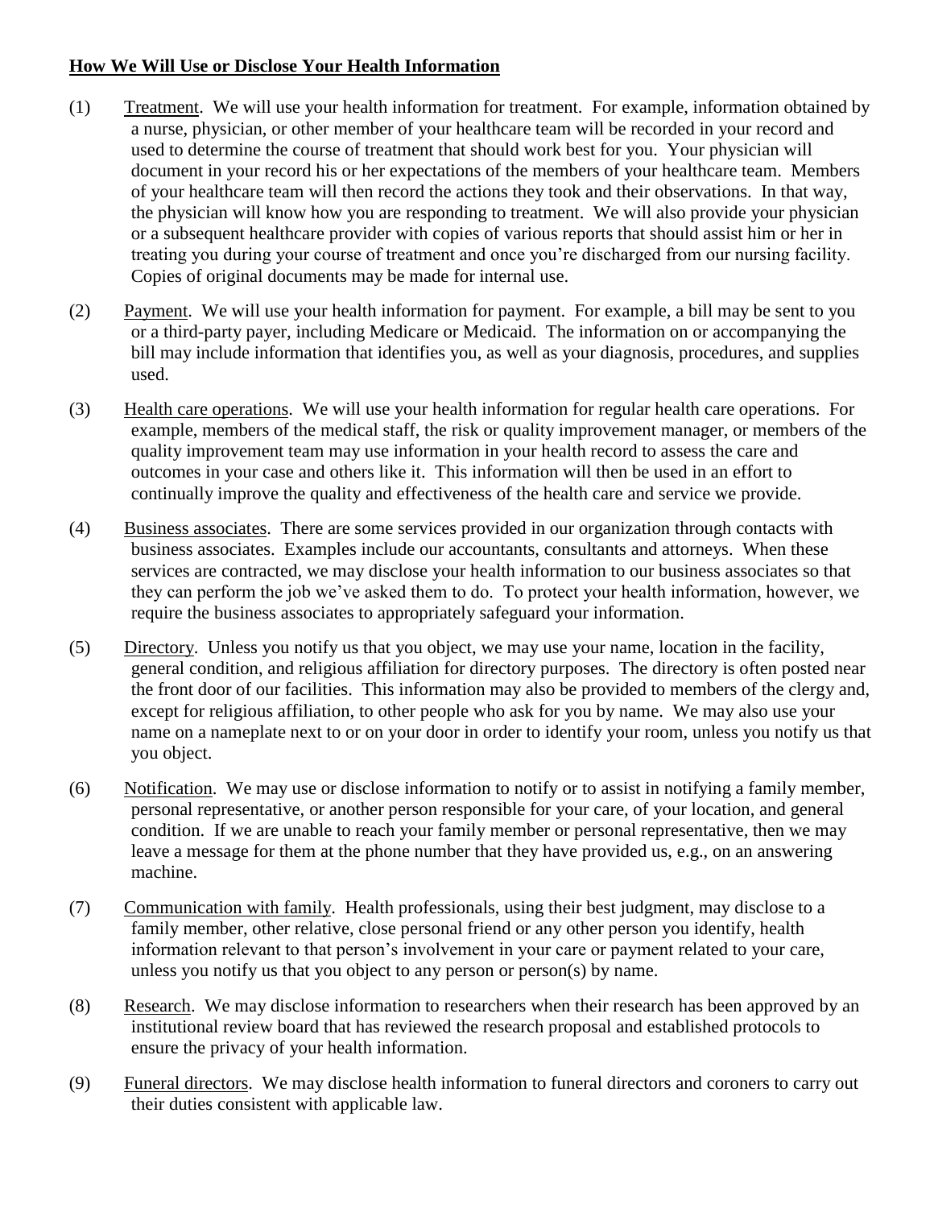**<u>How We Will Use or Disclose Your Health Information</u>**

(1) <u>Treatment</u>. We will use your health information for treatment. For example, information obtained by a nurse, physician, or other member of your healthcare team will be recorded in your record and used to determine the course of treatment that should work best for you. Your physician will document in your record his or her expectations of the members of your healthcare team. Members of your healthcare team will then record the actions they took and their observations. In that way, the physician will know how you are responding to treatment. We will also provide your physician or a subsequent healthcare provider with copies of various reports that should assist him or her in treating you during your course of treatment and once you're discharged from our nursing facility. Copies of original documents may be made for internal use.

(2) <u>Payment</u>. We will use your health information for payment. For example, a bill may be sent to you or a third-party payer, including Medicare or Medicaid. The information on or accompanying the bill may include information that identifies you, as well as your diagnosis, procedures, and supplies used.

(3) <u>Health care operations</u>. We will use your health information for regular health care operations. For example, members of the medical staff, the risk or quality improvement manager, or members of the quality improvement team may use information in your health record to assess the care and outcomes in your case and others like it. This information will then be used in an effort to continually improve the quality and effectiveness of the health care and service we provide.

(4) <u>Business associates</u>. There are some services provided in our organization through contacts with business associates. Examples include our accountants, consultants and attorneys. When these services are contracted, we may disclose your health information to our business associates so that they can perform the job we've asked them to do. To protect your health information, however, we require the business associates to appropriately safeguard your information.

(5) <u>Directory</u>. Unless you notify us that you object, we may use your name, location in the facility, general condition, and religious affiliation for directory purposes. The directory is often posted near the front door of our facilities. This information may also be provided to members of the clergy and, except for religious affiliation, to other people who ask for you by name. We may also use your name on a nameplate next to or on your door in order to identify your room, unless you notify us that you object.

(6) <u>Notification</u>. We may use or disclose information to notify or to assist in notifying a family member, personal representative, or another person responsible for your care, of your location, and general condition. If we are unable to reach your family member or personal representative, then we may leave a message for them at the phone number that they have provided us, e.g., on an answering machine.

(7) <u>Communication with family</u>. Health professionals, using their best judgment, may disclose to a family member, other relative, close personal friend or any other person you identify, health information relevant to that person's involvement in your care or payment related to your care, unless you notify us that you object to any person or person(s) by name.

(8) <u>Research</u>. We may disclose information to researchers when their research has been approved by an institutional review board that has reviewed the research proposal and established protocols to ensure the privacy of your health information.

(9) <u>Funeral directors</u>. We may disclose health information to funeral directors and coroners to carry out their duties consistent with applicable law.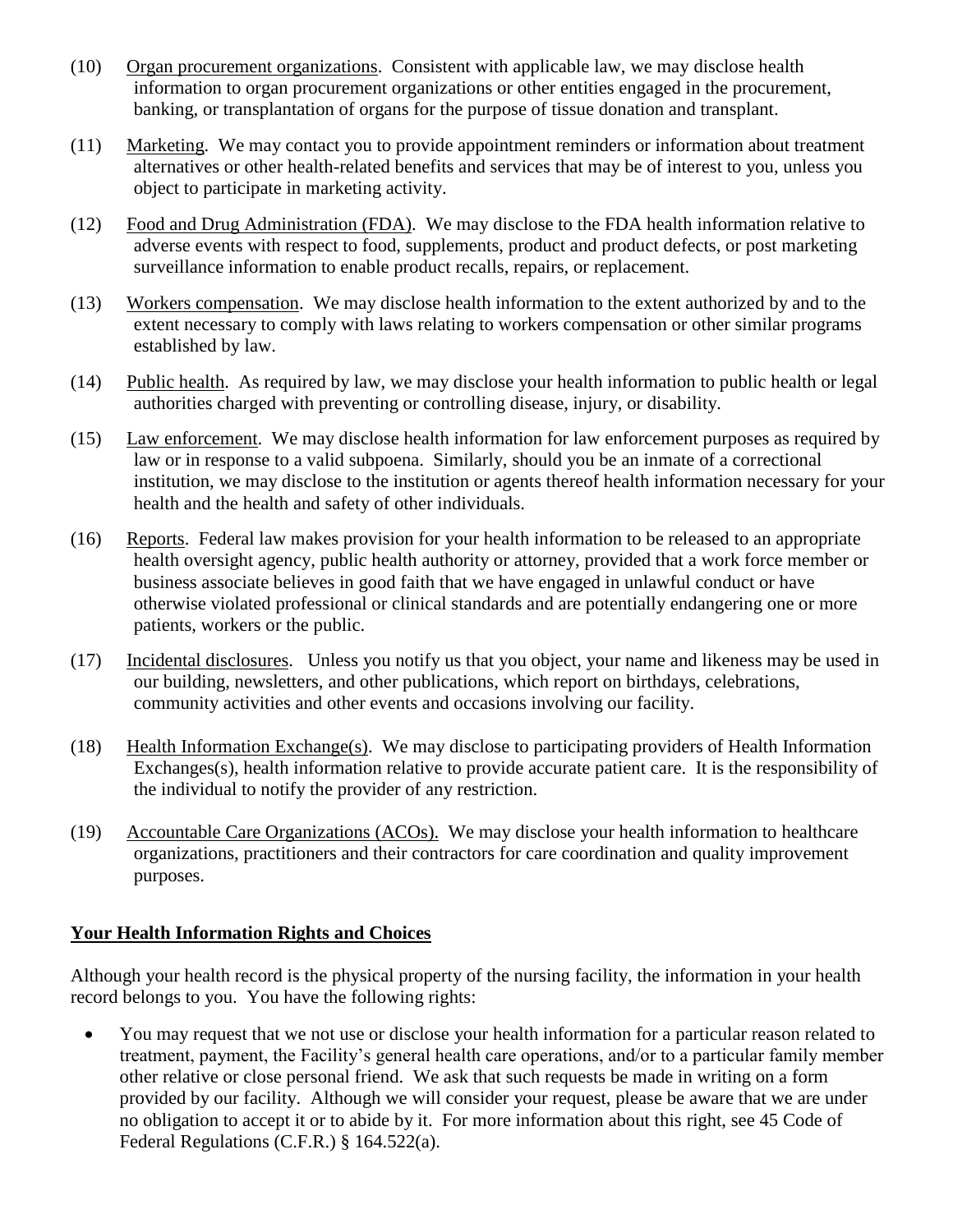(10) Organ procurement organizations. Consistent with applicable law, we may disclose health information to organ procurement organizations or other entities engaged in the procurement, banking, or transplantation of organs for the purpose of tissue donation and transplant.

(11) Marketing. We may contact you to provide appointment reminders or information about treatment alternatives or other health-related benefits and services that may be of interest to you, unless you object to participate in marketing activity.

(12) Food and Drug Administration (FDA). We may disclose to the FDA health information relative to adverse events with respect to food, supplements, product and product defects, or post marketing surveillance information to enable product recalls, repairs, or replacement.

(13) Workers compensation. We may disclose health information to the extent authorized by and to the extent necessary to comply with laws relating to workers compensation or other similar programs established by law.

(14) Public health. As required by law, we may disclose your health information to public health or legal authorities charged with preventing or controlling disease, injury, or disability.

(15) Law enforcement. We may disclose health information for law enforcement purposes as required by law or in response to a valid subpoena. Similarly, should you be an inmate of a correctional institution, we may disclose to the institution or agents thereof health information necessary for your health and the health and safety of other individuals.

(16) Reports. Federal law makes provision for your health information to be released to an appropriate health oversight agency, public health authority or attorney, provided that a work force member or business associate believes in good faith that we have engaged in unlawful conduct or have otherwise violated professional or clinical standards and are potentially endangering one or more patients, workers or the public.

(17) Incidental disclosures. Unless you notify us that you object, your name and likeness may be used in our building, newsletters, and other publications, which report on birthdays, celebrations, community activities and other events and occasions involving our facility.

(18) Health Information Exchange(s). We may disclose to participating providers of Health Information Exchanges(s), health information relative to provide accurate patient care. It is the responsibility of the individual to notify the provider of any restriction.

(19) Accountable Care Organizations (ACOs). We may disclose your health information to healthcare organizations, practitioners and their contractors for care coordination and quality improvement purposes.

**Your Health Information Rights and Choices**

Although your health record is the physical property of the nursing facility, the information in your health record belongs to you. You have the following rights:

- You may request that we not use or disclose your health information for a particular reason related to treatment, payment, the Facility's general health care operations, and/or to a particular family member other relative or close personal friend. We ask that such requests be made in writing on a form provided by our facility. Although we will consider your request, please be aware that we are under no obligation to accept it or to abide by it. For more information about this right, see 45 Code of Federal Regulations (C.F.R.) § 164.522(a).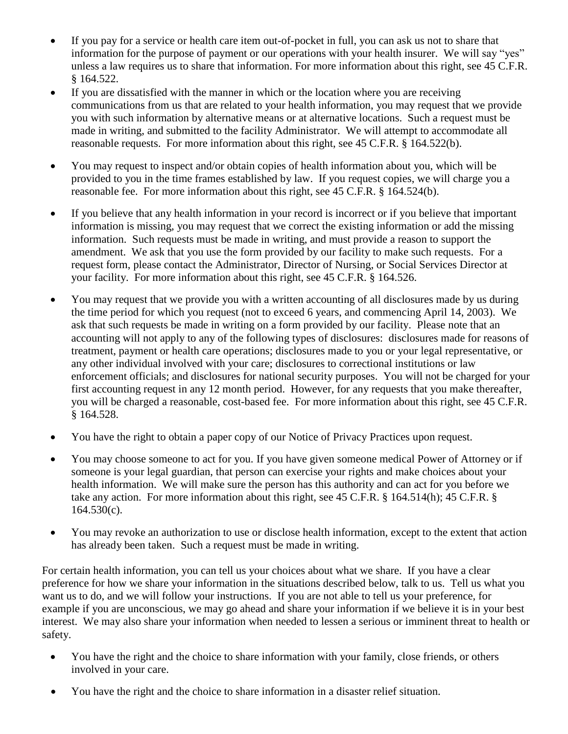- If you pay for a service or health care item out-of-pocket in full, you can ask us not to share that information for the purpose of payment or our operations with your health insurer. We will say "yes" unless a law requires us to share that information. For more information about this right, see 45 C.F.R. § 164.522.
- If you are dissatisfied with the manner in which or the location where you are receiving communications from us that are related to your health information, you may request that we provide you with such information by alternative means or at alternative locations. Such a request must be made in writing, and submitted to the facility Administrator. We will attempt to accommodate all reasonable requests. For more information about this right, see 45 C.F.R. § 164.522(b).
- You may request to inspect and/or obtain copies of health information about you, which will be provided to you in the time frames established by law. If you request copies, we will charge you a reasonable fee. For more information about this right, see 45 C.F.R. § 164.524(b).
- If you believe that any health information in your record is incorrect or if you believe that important information is missing, you may request that we correct the existing information or add the missing information. Such requests must be made in writing, and must provide a reason to support the amendment. We ask that you use the form provided by our facility to make such requests. For a request form, please contact the Administrator, Director of Nursing, or Social Services Director at your facility. For more information about this right, see 45 C.F.R. § 164.526.
- You may request that we provide you with a written accounting of all disclosures made by us during the time period for which you request (not to exceed 6 years, and commencing April 14, 2003). We ask that such requests be made in writing on a form provided by our facility. Please note that an accounting will not apply to any of the following types of disclosures: disclosures made for reasons of treatment, payment or health care operations; disclosures made to you or your legal representative, or any other individual involved with your care; disclosures to correctional institutions or law enforcement officials; and disclosures for national security purposes. You will not be charged for your first accounting request in any 12 month period. However, for any requests that you make thereafter, you will be charged a reasonable, cost-based fee. For more information about this right, see 45 C.F.R. § 164.528.
- You have the right to obtain a paper copy of our Notice of Privacy Practices upon request.
- You may choose someone to act for you. If you have given someone medical Power of Attorney or if someone is your legal guardian, that person can exercise your rights and make choices about your health information. We will make sure the person has this authority and can act for you before we take any action. For more information about this right, see 45 C.F.R. § 164.514(h); 45 C.F.R. § 164.530(c).
- You may revoke an authorization to use or disclose health information, except to the extent that action has already been taken. Such a request must be made in writing.

For certain health information, you can tell us your choices about what we share. If you have a clear preference for how we share your information in the situations described below, talk to us. Tell us what you want us to do, and we will follow your instructions. If you are not able to tell us your preference, for example if you are unconscious, we may go ahead and share your information if we believe it is in your best interest. We may also share your information when needed to lessen a serious or imminent threat to health or safety.

- You have the right and the choice to share information with your family, close friends, or others involved in your care.
- You have the right and the choice to share information in a disaster relief situation.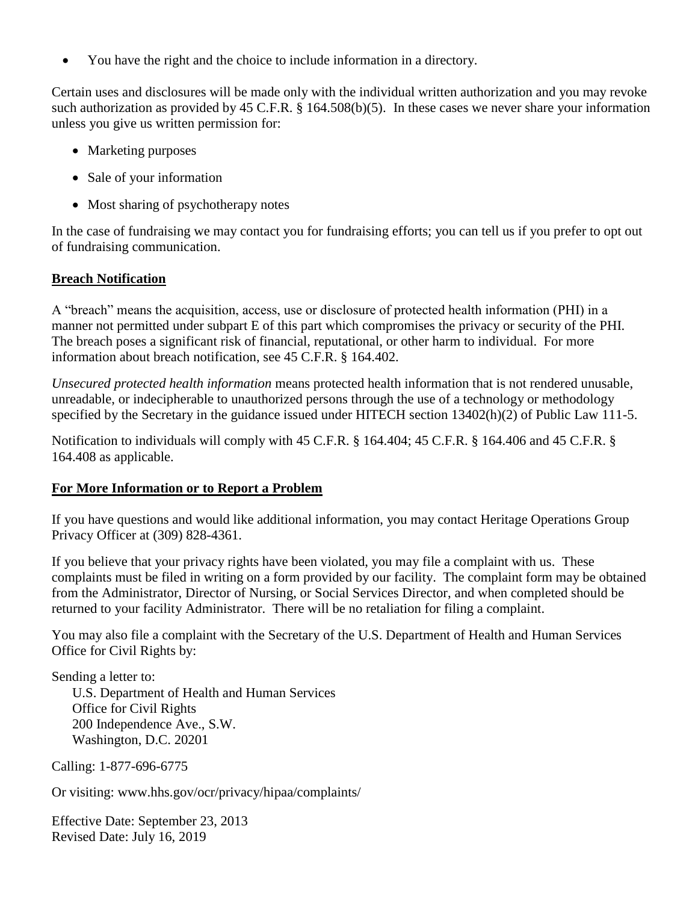- You have the right and the choice to include information in a directory.

Certain uses and disclosures will be made only with the individual written authorization and you may revoke such authorization as provided by 45 C.F.R. § 164.508(b)(5). In these cases we never share your information unless you give us written permission for:

- Marketing purposes
- Sale of your information
- Most sharing of psychotherapy notes

In the case of fundraising we may contact you for fundraising efforts; you can tell us if you prefer to opt out of fundraising communication.

## Breach Notification

A "breach" means the acquisition, access, use or disclosure of protected health information (PHI) in a manner not permitted under subpart E of this part which compromises the privacy or security of the PHI. The breach poses a significant risk of financial, reputational, or other harm to individual. For more information about breach notification, see 45 C.F.R. § 164.402.

*Unsecured protected health information* means protected health information that is not rendered unusable, unreadable, or indecipherable to unauthorized persons through the use of a technology or methodology specified by the Secretary in the guidance issued under HITECH section 13402(h)(2) of Public Law 111-5.

Notification to individuals will comply with 45 C.F.R. § 164.404; 45 C.F.R. § 164.406 and 45 C.F.R. § 164.408 as applicable.

## For More Information or to Report a Problem

If you have questions and would like additional information, you may contact Heritage Operations Group Privacy Officer at (309) 828-4361.

If you believe that your privacy rights have been violated, you may file a complaint with us. These complaints must be filed in writing on a form provided by our facility. The complaint form may be obtained from the Administrator, Director of Nursing, or Social Services Director, and when completed should be returned to your facility Administrator. There will be no retaliation for filing a complaint.

You may also file a complaint with the Secretary of the U.S. Department of Health and Human Services Office for Civil Rights by:

Sending a letter to:

U.S. Department of Health and Human Services
Office for Civil Rights
200 Independence Ave., S.W.
Washington, D.C. 20201

Calling: 1-877-696-6775

Or visiting: www.hhs.gov/ocr/privacy/hipaa/complaints/

Effective Date: September 23, 2013
Revised Date: July 16, 2019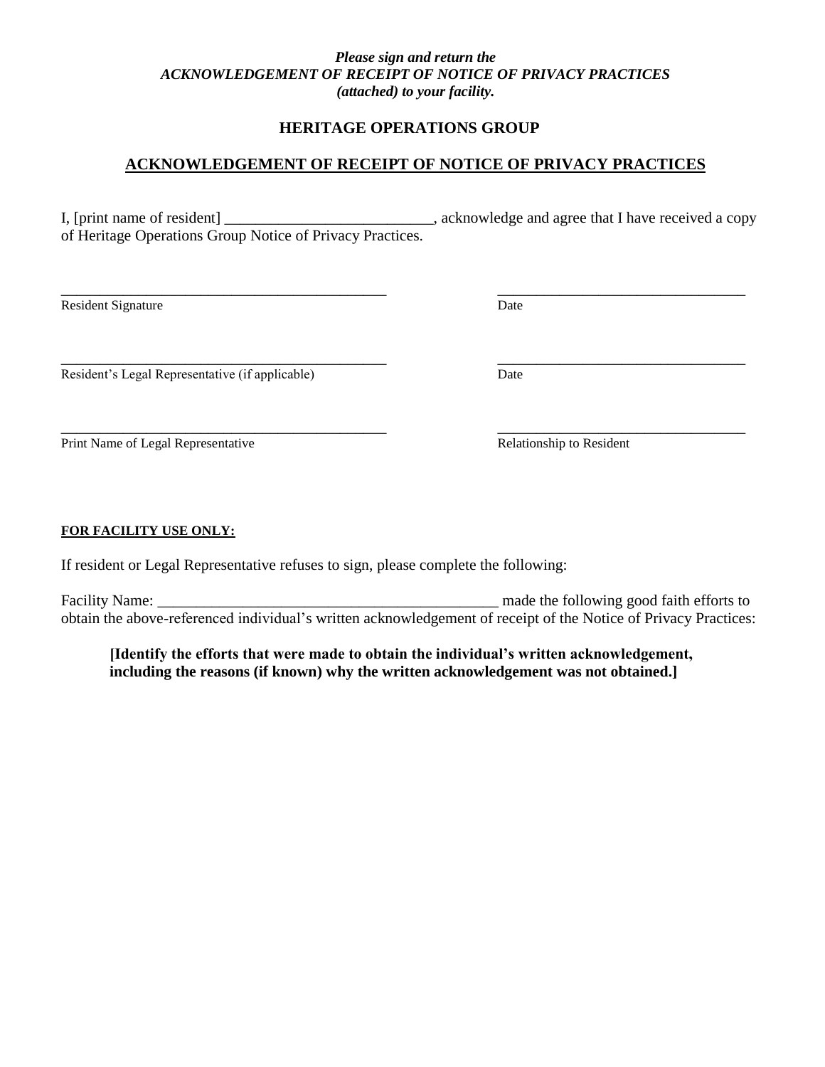***Please sign and return the***
***ACKNOWLEDGEMENT OF RECEIPT OF NOTICE OF PRIVACY PRACTICES***
***(attached) to your facility.***

**HERITAGE OPERATIONS GROUP**

**ACKNOWLEDGEMENT OF RECEIPT OF NOTICE OF PRIVACY PRACTICES**

I, [print name of resident] ___________________________, acknowledge and agree that I have received a copy of Heritage Operations Group Notice of Privacy Practices.

| | |
|---|---|
| _____________________________________________ | __________________________________ |
| Resident Signature | Date |
| _____________________________________________ | __________________________________ |
| Resident's Legal Representative (if applicable) | Date |
| _____________________________________________ | __________________________________ |
| Print Name of Legal Representative | Relationship to Resident |

**FOR FACILITY USE ONLY:**

If resident or Legal Representative refuses to sign, please complete the following:

Facility Name: ____________________________________________ made the following good faith efforts to obtain the above-referenced individual's written acknowledgement of receipt of the Notice of Privacy Practices:

> **[Identify the efforts that were made to obtain the individual's written acknowledgement, including the reasons (if known) why the written acknowledgement was not obtained.]**